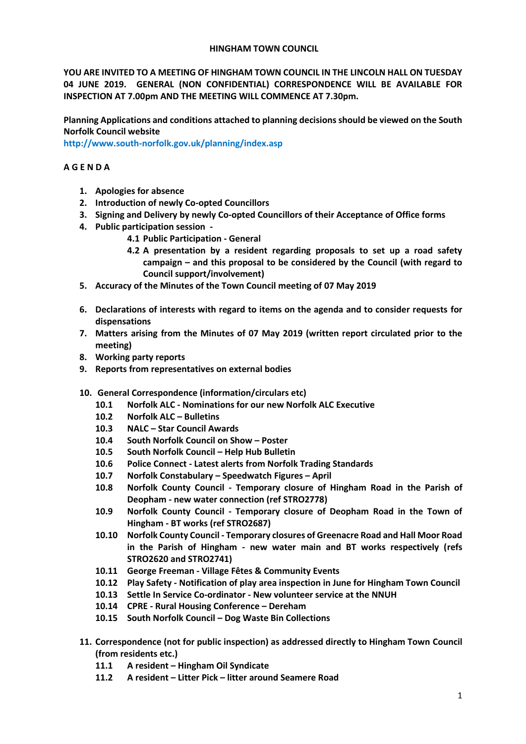# HINGHAM TOWN COUNCIL

**YOU ARE INVITED TO A MEETING OF HINGHAM TOWN COUNCIL IN THE LINCOLN HALL ON TUESDAY 04 JUNE 2019. GENERAL (NON CONFIDENTIAL) CORRESPONDENCE WILL BE AVAILABLE FOR INSPECTION AT 7.00pm AND THE MEETING WILL COMMENCE AT 7.30pm.**

**Planning Applications and conditions attached to planning decisions should be viewed on the South Norfolk Council website**
**http://www.south-norfolk.gov.uk/planning/index.asp**

## A G E N D A

1. **Apologies for absence**
2. **Introduction of newly Co-opted Councillors**
3. **Signing and Delivery by newly Co-opted Councillors of their Acceptance of Office forms**
4. **Public participation session -**
   - **4.1 Public Participation - General**
   - **4.2 A presentation by a resident regarding proposals to set up a road safety campaign – and this proposal to be considered by the Council (with regard to Council support/involvement)**
5. **Accuracy of the Minutes of the Town Council meeting of 07 May 2019**
6. **Declarations of interests with regard to items on the agenda and to consider requests for dispensations**
7. **Matters arising from the Minutes of 07 May 2019 (written report circulated prior to the meeting)**
8. **Working party reports**
9. **Reports from representatives on external bodies**
10. **General Correspondence (information/circulars etc)**
    - **10.1 Norfolk ALC - Nominations for our new Norfolk ALC Executive**
    - **10.2 Norfolk ALC – Bulletins**
    - **10.3 NALC – Star Council Awards**
    - **10.4 South Norfolk Council on Show – Poster**
    - **10.5 South Norfolk Council – Help Hub Bulletin**
    - **10.6 Police Connect - Latest alerts from Norfolk Trading Standards**
    - **10.7 Norfolk Constabulary – Speedwatch Figures – April**
    - **10.8 Norfolk County Council - Temporary closure of Hingham Road in the Parish of Deopham - new water connection (ref STRO2778)**
    - **10.9 Norfolk County Council - Temporary closure of Deopham Road in the Town of Hingham - BT works (ref STRO2687)**
    - **10.10 Norfolk County Council - Temporary closures of Greenacre Road and Hall Moor Road in the Parish of Hingham - new water main and BT works respectively (refs STRO2620 and STRO2741)**
    - **10.11 George Freeman - Village Fêtes & Community Events**
    - **10.12 Play Safety - Notification of play area inspection in June for Hingham Town Council**
    - **10.13 Settle In Service Co-ordinator - New volunteer service at the NNUH**
    - **10.14 CPRE - Rural Housing Conference – Dereham**
    - **10.15 South Norfolk Council – Dog Waste Bin Collections**
11. **Correspondence (not for public inspection) as addressed directly to Hingham Town Council (from residents etc.)**
    - **11.1 A resident – Hingham Oil Syndicate**
    - **11.2 A resident – Litter Pick – litter around Seamere Road**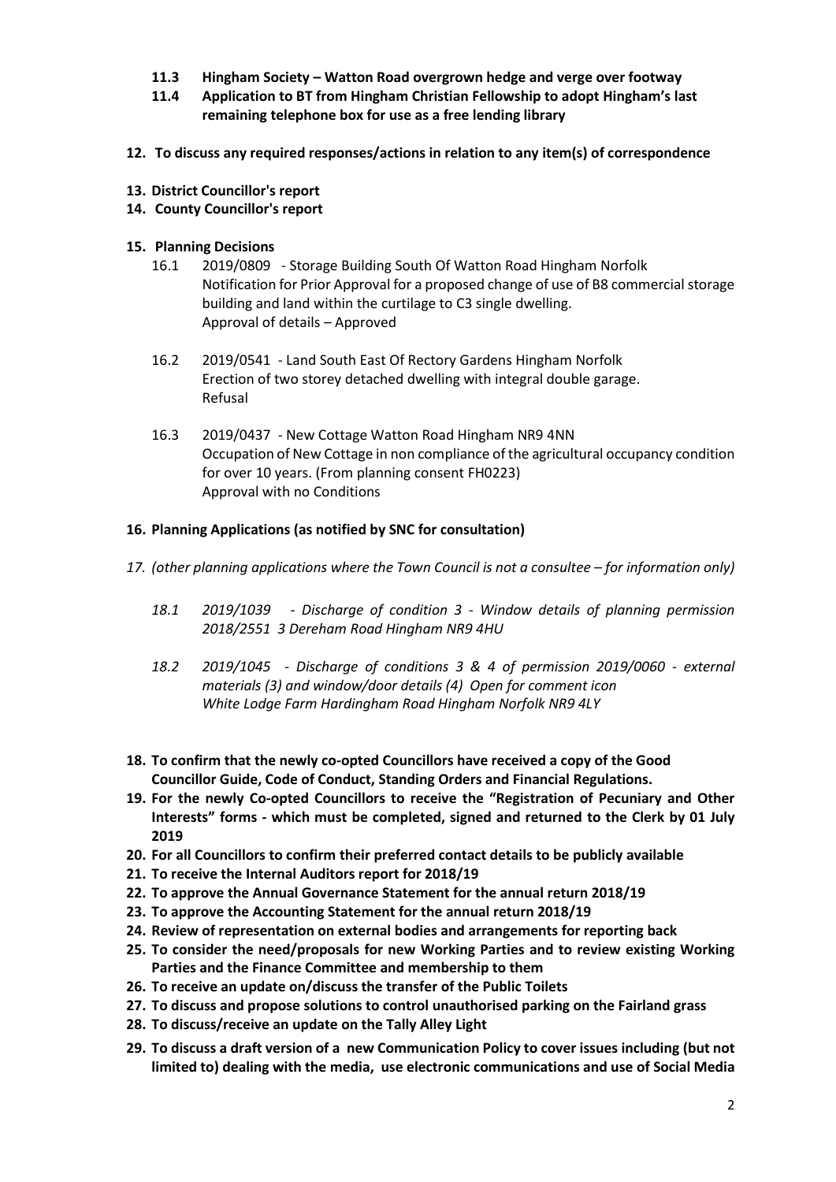**11.3 Hingham Society – Watton Road overgrown hedge and verge over footway**

**11.4 Application to BT from Hingham Christian Fellowship to adopt Hingham's last remaining telephone box for use as a free lending library**

**12. To discuss any required responses/actions in relation to any item(s) of correspondence**

**13. District Councillor's report**

**14. County Councillor's report**

**15. Planning Decisions**

16.1 2019/0809 - Storage Building South Of Watton Road Hingham Norfolk
Notification for Prior Approval for a proposed change of use of B8 commercial storage building and land within the curtilage to C3 single dwelling.
Approval of details – Approved

16.2 2019/0541 - Land South East Of Rectory Gardens Hingham Norfolk
Erection of two storey detached dwelling with integral double garage.
Refusal

16.3 2019/0437 - New Cottage Watton Road Hingham NR9 4NN
Occupation of New Cottage in non compliance of the agricultural occupancy condition for over 10 years. (From planning consent FH0223)
Approval with no Conditions

**16. Planning Applications (as notified by SNC for consultation)**

*17. (other planning applications where the Town Council is not a consultee – for information only)*

*18.1 2019/1039 - Discharge of condition 3 - Window details of planning permission 2018/2551 3 Dereham Road Hingham NR9 4HU*

*18.2 2019/1045 - Discharge of conditions 3 & 4 of permission 2019/0060 - external materials (3) and window/door details (4) Open for comment icon White Lodge Farm Hardingham Road Hingham Norfolk NR9 4LY*

**18. To confirm that the newly co-opted Councillors have received a copy of the Good Councillor Guide, Code of Conduct, Standing Orders and Financial Regulations.**

**19. For the newly Co-opted Councillors to receive the "Registration of Pecuniary and Other Interests" forms - which must be completed, signed and returned to the Clerk by 01 July 2019**

**20. For all Councillors to confirm their preferred contact details to be publicly available**

**21. To receive the Internal Auditors report for 2018/19**

**22. To approve the Annual Governance Statement for the annual return 2018/19**

**23. To approve the Accounting Statement for the annual return 2018/19**

**24. Review of representation on external bodies and arrangements for reporting back**

**25. To consider the need/proposals for new Working Parties and to review existing Working Parties and the Finance Committee and membership to them**

**26. To receive an update on/discuss the transfer of the Public Toilets**

**27. To discuss and propose solutions to control unauthorised parking on the Fairland grass**

**28. To discuss/receive an update on the Tally Alley Light**

**29. To discuss a draft version of a new Communication Policy to cover issues including (but not limited to) dealing with the media, use electronic communications and use of Social Media**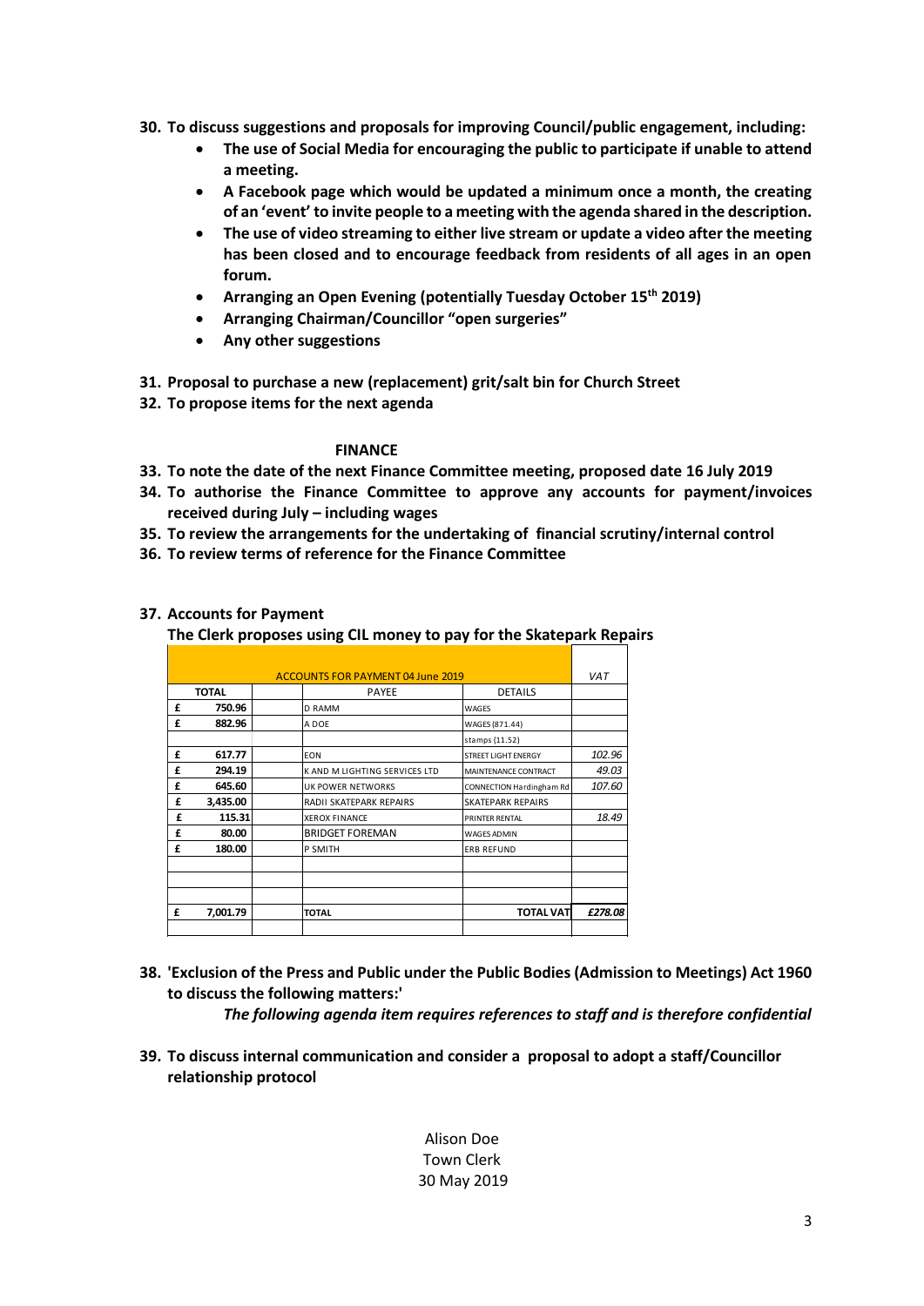30. **To discuss suggestions and proposals for improving Council/public engagement, including:**
    - **The use of Social Media for encouraging the public to participate if unable to attend a meeting.**
    - **A Facebook page which would be updated a minimum once a month, the creating of an 'event' to invite people to a meeting with the agenda shared in the description.**
    - **The use of video streaming to either live stream or update a video after the meeting has been closed and to encourage feedback from residents of all ages in an open forum.**
    - **Arranging an Open Evening (potentially Tuesday October 15th 2019)**
    - **Arranging Chairman/Councillor "open surgeries"**
    - **Any other suggestions**
31. **Proposal to purchase a new (replacement) grit/salt bin for Church Street**
32. **To propose items for the next agenda**

**FINANCE**

33. **To note the date of the next Finance Committee meeting, proposed date 16 July 2019**
34. **To authorise the Finance Committee to approve any accounts for payment/invoices received during July – including wages**
35. **To review the arrangements for the undertaking of financial scrutiny/internal control**
36. **To review terms of reference for the Finance Committee**

37. **Accounts for Payment**

**The Clerk proposes using CIL money to pay for the Skatepark Repairs**

| ACCOUNTS FOR PAYMENT 04 June 2019 | | | | | VAT |
|---|---|---|---|---|---|
| TOTAL | | | PAYEE | DETAILS | |
| £ | 750.96 | | D RAMM | WAGES | |
| £ | 882.96 | | A DOE | WAGES (871.44) | |
| | | | | stamps (11.52) | |
| £ | 617.77 | | EON | STREET LIGHT ENERGY | *102.96* |
| £ | 294.19 | | K AND M LIGHTING SERVICES LTD | MAINTENANCE CONTRACT | *49.03* |
| £ | 645.60 | | UK POWER NETWORKS | CONNECTION Hardingham Rd | *107.60* |
| £ | 3,435.00 | | RADII SKATEPARK REPAIRS | SKATEPARK REPAIRS | |
| £ | 115.31 | | XEROX FINANCE | PRINTER RENTAL | *18.49* |
| £ | 80.00 | | BRIDGET FOREMAN | WAGES ADMIN | |
| £ | 180.00 | | P SMITH | ERB REFUND | |
| | | | | | |
| | | | | | |
| | | | | | |
| £ | 7,001.79 | | TOTAL | TOTAL VAT | *£278.08* |

38. **'Exclusion of the Press and Public under the Public Bodies (Admission to Meetings) Act 1960 to discuss the following matters:'**

    ***The following agenda item requires references to staff and is therefore confidential***

39. **To discuss internal communication and consider a proposal to adopt a staff/Councillor relationship protocol**

Alison Doe
Town Clerk
30 May 2019